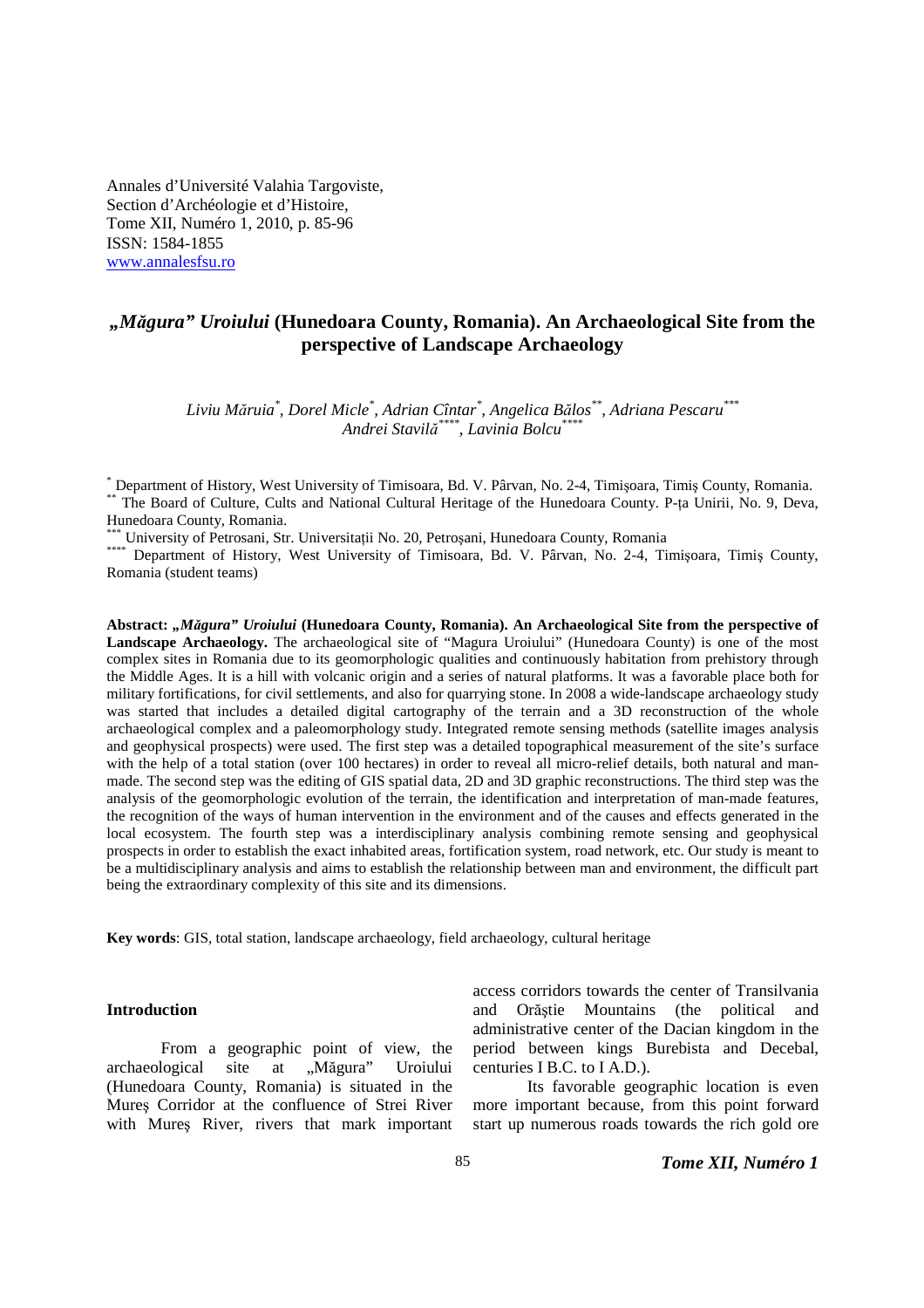Annales d'Université Valahia Targoviste, Section d'Archéologie et d'Histoire, Tome XII, Numéro 1, 2010, p. 85-96
ISSN: 1584-1855
www.annalesfsu.ro

# „*Măgura" Uroiului* (Hunedoara County, Romania). An Archaeological Site from the perspective of Landscape Archaeology

*Liviu Măruia*[*], *Dorel Micle*[*], *Adrian Cîntar*[*], *Angelica Bălos*[**], *Adriana Pescaru*[***]
*Andrei Stavilă*[****], *Lavinia Bolcu*[****]

[*] Department of History, West University of Timisoara, Bd. V. Pârvan, No. 2-4, Timişoara, Timiş County, Romania.
[**] The Board of Culture, Cults and National Cultural Heritage of the Hunedoara County. P-ța Unirii, No. 9, Deva, Hunedoara County, Romania.
[***] University of Petrosani, Str. Universitații No. 20, Petroşani, Hunedoara County, Romania
[****] Department of History, West University of Timisoara, Bd. V. Pârvan, No. 2-4, Timişoara, Timiş County, Romania (student teams)

**Abstract: „*Măgura" Uroiului* (Hunedoara County, Romania). An Archaeological Site from the perspective of Landscape Archaeology.** The archaeological site of "Magura Uroiului" (Hunedoara County) is one of the most complex sites in Romania due to its geomorphologic qualities and continuously habitation from prehistory through the Middle Ages. It is a hill with volcanic origin and a series of natural platforms. It was a favorable place both for military fortifications, for civil settlements, and also for quarrying stone. In 2008 a wide-landscape archaeology study was started that includes a detailed digital cartography of the terrain and a 3D reconstruction of the whole archaeological complex and a paleomorphology study. Integrated remote sensing methods (satellite images analysis and geophysical prospects) were used. The first step was a detailed topographical measurement of the site's surface with the help of a total station (over 100 hectares) in order to reveal all micro-relief details, both natural and man-made. The second step was the editing of GIS spatial data, 2D and 3D graphic reconstructions. The third step was the analysis of the geomorphologic evolution of the terrain, the identification and interpretation of man-made features, the recognition of the ways of human intervention in the environment and of the causes and effects generated in the local ecosystem. The fourth step was a interdisciplinary analysis combining remote sensing and geophysical prospects in order to establish the exact inhabited areas, fortification system, road network, etc. Our study is meant to be a multidisciplinary analysis and aims to establish the relationship between man and environment, the difficult part being the extraordinary complexity of this site and its dimensions.

**Key words**: GIS, total station, landscape archaeology, field archaeology, cultural heritage

## Introduction

From a geographic point of view, the archaeological site at „Măgura" Uroiului (Hunedoara County, Romania) is situated in the Mureş Corridor at the confluence of Strei River with Mureş River, rivers that mark important access corridors towards the center of Transilvania and Orăştie Mountains (the political and administrative center of the Dacian kingdom in the period between kings Burebista and Decebal, centuries I B.C. to I A.D.).

Its favorable geographic location is even more important because, from this point forward start up numerous roads towards the rich gold ore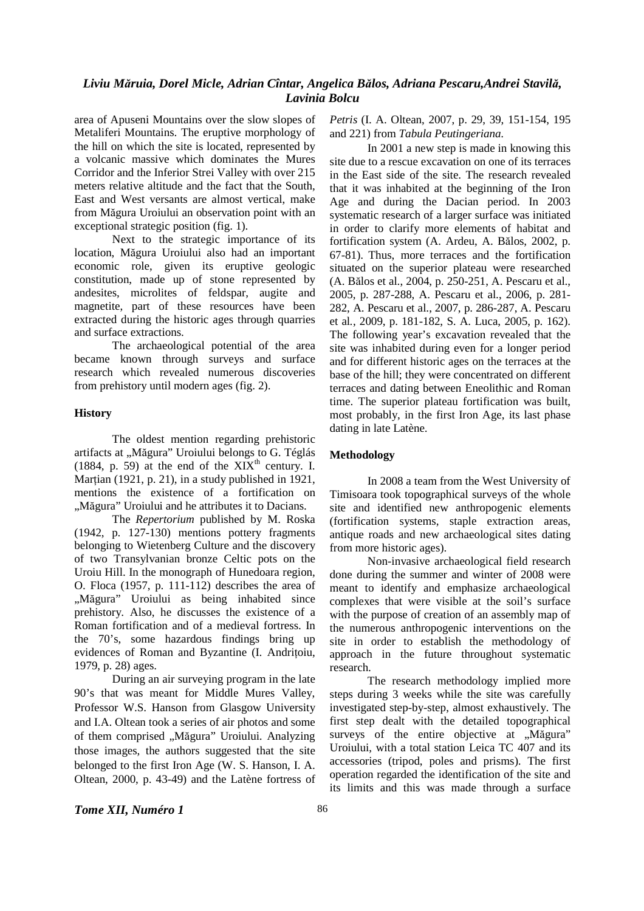area of Apuseni Mountains over the slow slopes of Metaliferi Mountains. The eruptive morphology of the hill on which the site is located, represented by a volcanic massive which dominates the Mures Corridor and the Inferior Strei Valley with over 215 meters relative altitude and the fact that the South, East and West versants are almost vertical, make from Măgura Uroiului an observation point with an exceptional strategic position (fig. 1).

Next to the strategic importance of its location, Măgura Uroiului also had an important economic role, given its eruptive geologic constitution, made up of stone represented by andesites, microlites of feldspar, augite and magnetite, part of these resources have been extracted during the historic ages through quarries and surface extractions.

The archaeological potential of the area became known through surveys and surface research which revealed numerous discoveries from prehistory until modern ages (fig. 2).

**History**

The oldest mention regarding prehistoric artifacts at „Măgura" Uroiului belongs to G. Téglás (1884, p. 59) at the end of the XIX$^{th}$ century. I. Marțian (1921, p. 21), in a study published in 1921, mentions the existence of a fortification on „Măgura" Uroiului and he attributes it to Dacians.

The *Repertorium* published by M. Roska (1942, p. 127-130) mentions pottery fragments belonging to Wietenberg Culture and the discovery of two Transylvanian bronze Celtic pots on the Uroiu Hill. In the monograph of Hunedoara region, O. Floca (1957, p. 111-112) describes the area of „Măgura" Uroiului as being inhabited since prehistory. Also, he discusses the existence of a Roman fortification and of a medieval fortress. In the 70's, some hazardous findings bring up evidences of Roman and Byzantine (I. Andrițoiu, 1979, p. 28) ages.

During an air surveying program in the late 90's that was meant for Middle Mures Valley, Professor W.S. Hanson from Glasgow University and I.A. Oltean took a series of air photos and some of them comprised „Măgura" Uroiului. Analyzing those images, the authors suggested that the site belonged to the first Iron Age (W. S. Hanson, I. A. Oltean, 2000, p. 43-49) and the Latène fortress of *Petris* (I. A. Oltean, 2007, p. 29, 39, 151-154, 195 and 221) from *Tabula Peutingeriana*.

In 2001 a new step is made in knowing this site due to a rescue excavation on one of its terraces in the East side of the site. The research revealed that it was inhabited at the beginning of the Iron Age and during the Dacian period. In 2003 systematic research of a larger surface was initiated in order to clarify more elements of habitat and fortification system (A. Ardeu, A. Bălos, 2002, p. 67-81). Thus, more terraces and the fortification situated on the superior plateau were researched (A. Bălos et al., 2004, p. 250-251, A. Pescaru et al., 2005, p. 287-288, A. Pescaru et al., 2006, p. 281-282, A. Pescaru et al., 2007, p. 286-287, A. Pescaru et al., 2009, p. 181-182, S. A. Luca, 2005, p. 162). The following year's excavation revealed that the site was inhabited during even for a longer period and for different historic ages on the terraces at the base of the hill; they were concentrated on different terraces and dating between Eneolithic and Roman time. The superior plateau fortification was built, most probably, in the first Iron Age, its last phase dating in late Latène.

**Methodology**

In 2008 a team from the West University of Timisoara took topographical surveys of the whole site and identified new anthropogenic elements (fortification systems, staple extraction areas, antique roads and new archaeological sites dating from more historic ages).

Non-invasive archaeological field research done during the summer and winter of 2008 were meant to identify and emphasize archaeological complexes that were visible at the soil's surface with the purpose of creation of an assembly map of the numerous anthropogenic interventions on the site in order to establish the methodology of approach in the future throughout systematic research.

The research methodology implied more steps during 3 weeks while the site was carefully investigated step-by-step, almost exhaustively. The first step dealt with the detailed topographical surveys of the entire objective at „Măgura" Uroiului, with a total station Leica TC 407 and its accessories (tripod, poles and prisms). The first operation regarded the identification of the site and its limits and this was made through a surface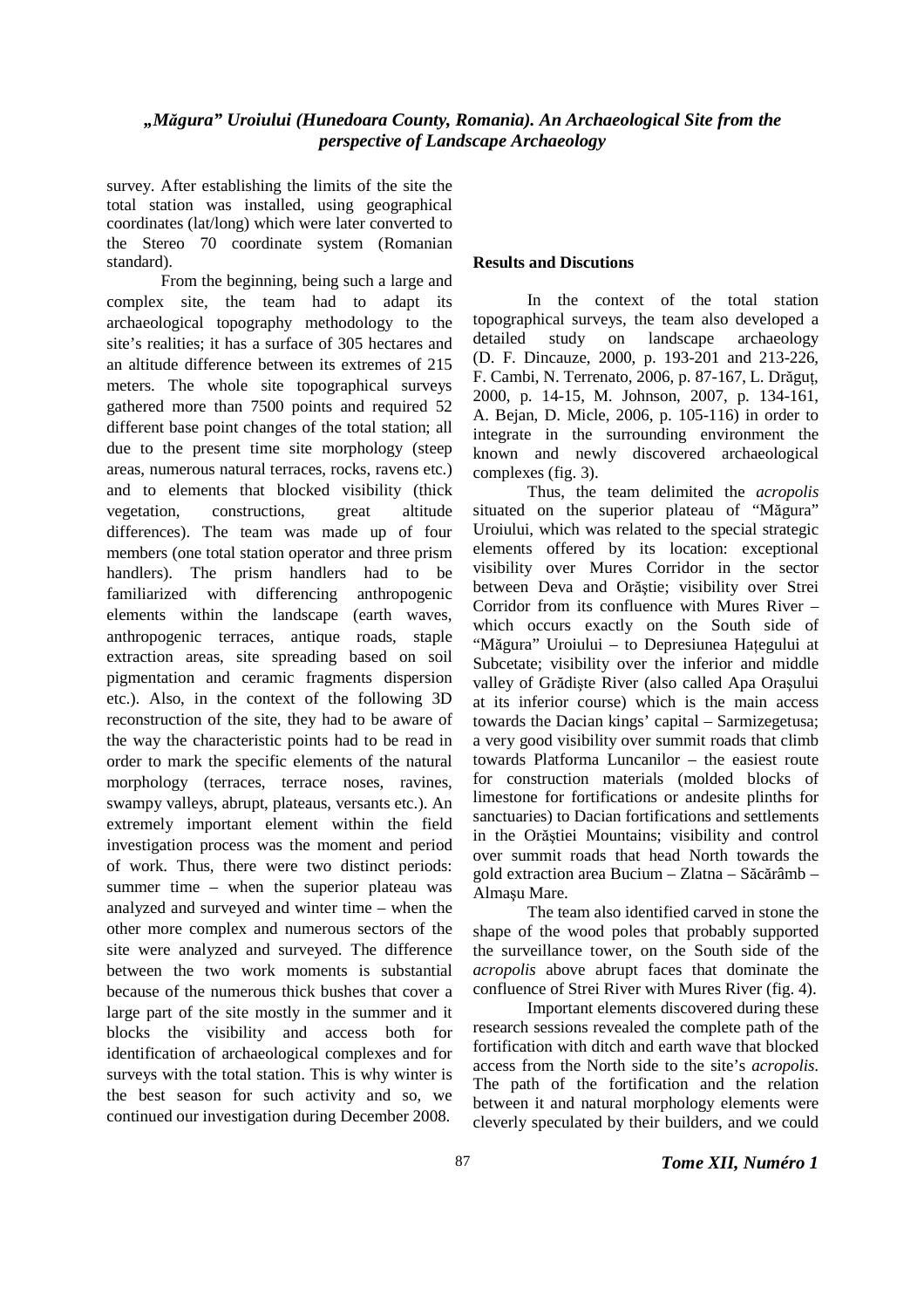survey. After establishing the limits of the site the total station was installed, using geographical coordinates (lat/long) which were later converted to the Stereo 70 coordinate system (Romanian standard).

From the beginning, being such a large and complex site, the team had to adapt its archaeological topography methodology to the site's realities; it has a surface of 305 hectares and an altitude difference between its extremes of 215 meters. The whole site topographical surveys gathered more than 7500 points and required 52 different base point changes of the total station; all due to the present time site morphology (steep areas, numerous natural terraces, rocks, ravens etc.) and to elements that blocked visibility (thick vegetation, constructions, great altitude differences). The team was made up of four members (one total station operator and three prism handlers). The prism handlers had to be familiarized with differencing anthropogenic elements within the landscape (earth waves, anthropogenic terraces, antique roads, staple extraction areas, site spreading based on soil pigmentation and ceramic fragments dispersion etc.). Also, in the context of the following 3D reconstruction of the site, they had to be aware of the way the characteristic points had to be read in order to mark the specific elements of the natural morphology (terraces, terrace noses, ravines, swampy valleys, abrupt, plateaus, versants etc.). An extremely important element within the field investigation process was the moment and period of work. Thus, there were two distinct periods: summer time – when the superior plateau was analyzed and surveyed and winter time – when the other more complex and numerous sectors of the site were analyzed and surveyed. The difference between the two work moments is substantial because of the numerous thick bushes that cover a large part of the site mostly in the summer and it blocks the visibility and access both for identification of archaeological complexes and for surveys with the total station. This is why winter is the best season for such activity and so, we continued our investigation during December 2008.

**Results and Discutions**

In the context of the total station topographical surveys, the team also developed a detailed study on landscape archaeology (D. F. Dincauze, 2000, p. 193-201 and 213-226, F. Cambi, N. Terrenato, 2006, p. 87-167, L. Drăguț, 2000, p. 14-15, M. Johnson, 2007, p. 134-161, A. Bejan, D. Micle, 2006, p. 105-116) in order to integrate in the surrounding environment the known and newly discovered archaeological complexes (fig. 3).

Thus, the team delimited the *acropolis* situated on the superior plateau of "Măgura" Uroiului, which was related to the special strategic elements offered by its location: exceptional visibility over Mures Corridor in the sector between Deva and Orăștie; visibility over Strei Corridor from its confluence with Mures River – which occurs exactly on the South side of "Măgura" Uroiului – to Depresiunea Hațegului at Subcetate; visibility over the inferior and middle valley of Grădiște River (also called Apa Orașului at its inferior course) which is the main access towards the Dacian kings' capital – Sarmizegetusa; a very good visibility over summit roads that climb towards Platforma Luncanilor – the easiest route for construction materials (molded blocks of limestone for fortifications or andesite plinths for sanctuaries) to Dacian fortifications and settlements in the Orăștiei Mountains; visibility and control over summit roads that head North towards the gold extraction area Bucium – Zlatna – Săcărâmb – Almașu Mare.

The team also identified carved in stone the shape of the wood poles that probably supported the surveillance tower, on the South side of the *acropolis* above abrupt faces that dominate the confluence of Strei River with Mures River (fig. 4).

Important elements discovered during these research sessions revealed the complete path of the fortification with ditch and earth wave that blocked access from the North side to the site's *acropolis*. The path of the fortification and the relation between it and natural morphology elements were cleverly speculated by their builders, and we could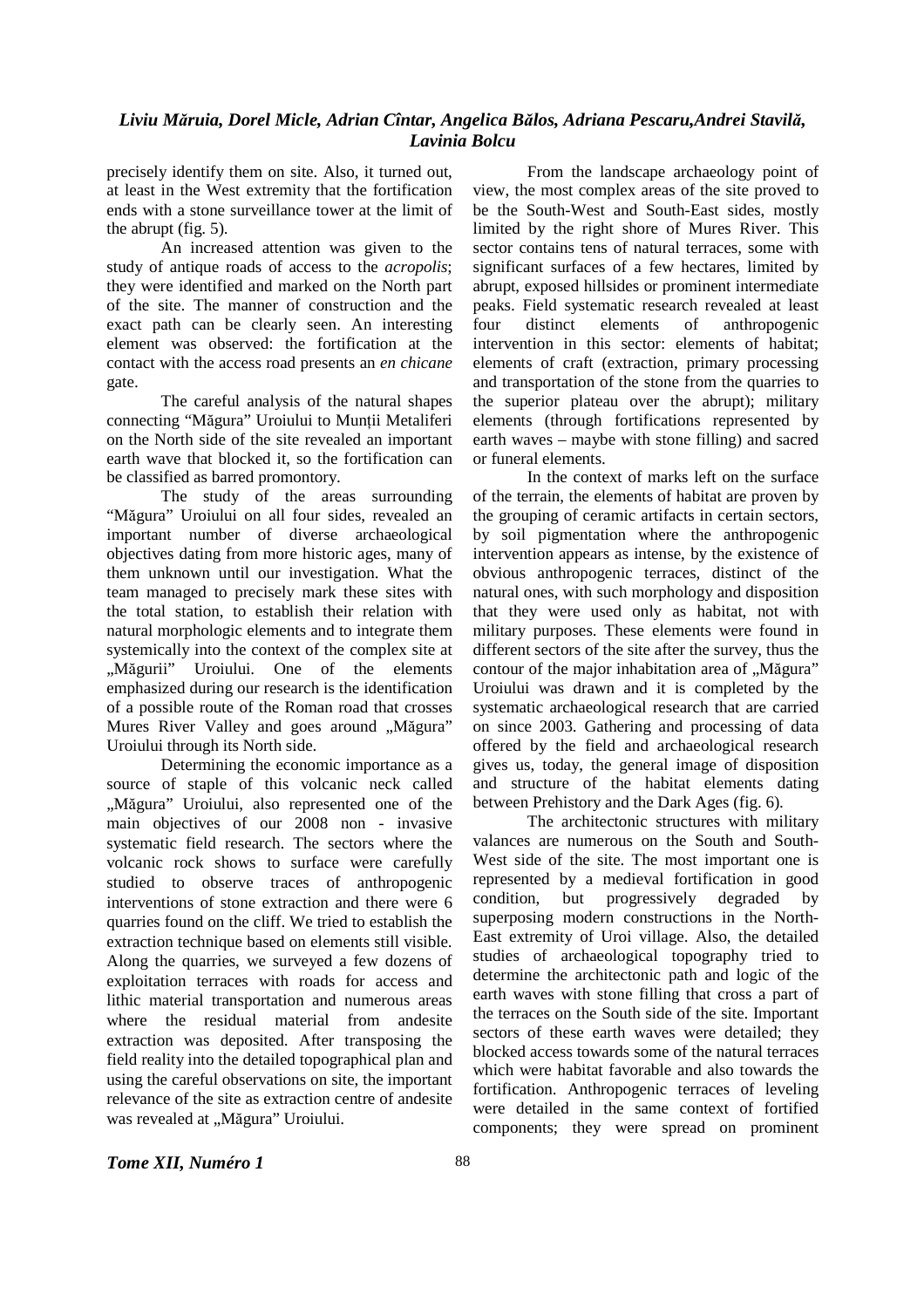precisely identify them on site. Also, it turned out, at least in the West extremity that the fortification ends with a stone surveillance tower at the limit of the abrupt (fig. 5).

An increased attention was given to the study of antique roads of access to the *acropolis*; they were identified and marked on the North part of the site. The manner of construction and the exact path can be clearly seen. An interesting element was observed: the fortification at the contact with the access road presents an *en chicane* gate.

The careful analysis of the natural shapes connecting "Măgura" Uroiului to Munții Metaliferi on the North side of the site revealed an important earth wave that blocked it, so the fortification can be classified as barred promontory.

The study of the areas surrounding "Măgura" Uroiului on all four sides, revealed an important number of diverse archaeological objectives dating from more historic ages, many of them unknown until our investigation. What the team managed to precisely mark these sites with the total station, to establish their relation with natural morphologic elements and to integrate them systemically into the context of the complex site at „Măgurii" Uroiului. One of the elements emphasized during our research is the identification of a possible route of the Roman road that crosses Mures River Valley and goes around „Măgura" Uroiului through its North side.

Determining the economic importance as a source of staple of this volcanic neck called „Măgura" Uroiului, also represented one of the main objectives of our 2008 non - invasive systematic field research. The sectors where the volcanic rock shows to surface were carefully studied to observe traces of anthropogenic interventions of stone extraction and there were 6 quarries found on the cliff. We tried to establish the extraction technique based on elements still visible. Along the quarries, we surveyed a few dozens of exploitation terraces with roads for access and lithic material transportation and numerous areas where the residual material from andesite extraction was deposited. After transposing the field reality into the detailed topographical plan and using the careful observations on site, the important relevance of the site as extraction centre of andesite was revealed at „Măgura" Uroiului.

From the landscape archaeology point of view, the most complex areas of the site proved to be the South-West and South-East sides, mostly limited by the right shore of Mures River. This sector contains tens of natural terraces, some with significant surfaces of a few hectares, limited by abrupt, exposed hillsides or prominent intermediate peaks. Field systematic research revealed at least four distinct elements of anthropogenic intervention in this sector: elements of habitat; elements of craft (extraction, primary processing and transportation of the stone from the quarries to the superior plateau over the abrupt); military elements (through fortifications represented by earth waves – maybe with stone filling) and sacred or funeral elements.

In the context of marks left on the surface of the terrain, the elements of habitat are proven by the grouping of ceramic artifacts in certain sectors, by soil pigmentation where the anthropogenic intervention appears as intense, by the existence of obvious anthropogenic terraces, distinct of the natural ones, with such morphology and disposition that they were used only as habitat, not with military purposes. These elements were found in different sectors of the site after the survey, thus the contour of the major inhabitation area of „Măgura" Uroiului was drawn and it is completed by the systematic archaeological research that are carried on since 2003. Gathering and processing of data offered by the field and archaeological research gives us, today, the general image of disposition and structure of the habitat elements dating between Prehistory and the Dark Ages (fig. 6).

The architectonic structures with military valances are numerous on the South and South-West side of the site. The most important one is represented by a medieval fortification in good condition, but progressively degraded by superposing modern constructions in the North-East extremity of Uroi village. Also, the detailed studies of archaeological topography tried to determine the architectonic path and logic of the earth waves with stone filling that cross a part of the terraces on the South side of the site. Important sectors of these earth waves were detailed; they blocked access towards some of the natural terraces which were habitat favorable and also towards the fortification. Anthropogenic terraces of leveling were detailed in the same context of fortified components; they were spread on prominent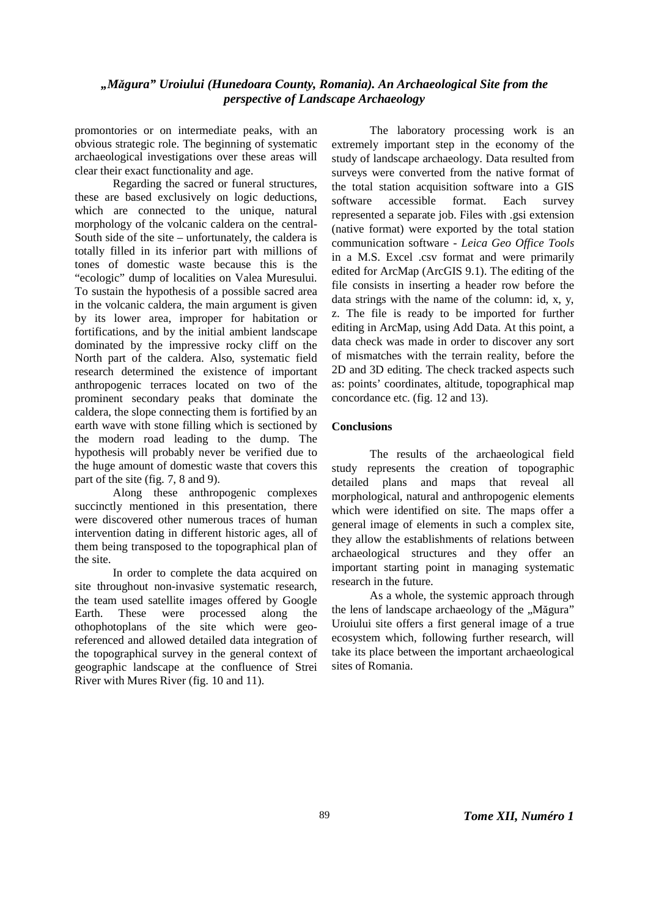promontories or on intermediate peaks, with an obvious strategic role. The beginning of systematic archaeological investigations over these areas will clear their exact functionality and age.

Regarding the sacred or funeral structures, these are based exclusively on logic deductions, which are connected to the unique, natural morphology of the volcanic caldera on the central-South side of the site – unfortunately, the caldera is totally filled in its inferior part with millions of tones of domestic waste because this is the "ecologic" dump of localities on Valea Muresului. To sustain the hypothesis of a possible sacred area in the volcanic caldera, the main argument is given by its lower area, improper for habitation or fortifications, and by the initial ambient landscape dominated by the impressive rocky cliff on the North part of the caldera. Also, systematic field research determined the existence of important anthropogenic terraces located on two of the prominent secondary peaks that dominate the caldera, the slope connecting them is fortified by an earth wave with stone filling which is sectioned by the modern road leading to the dump. The hypothesis will probably never be verified due to the huge amount of domestic waste that covers this part of the site (fig. 7, 8 and 9).

Along these anthropogenic complexes succinctly mentioned in this presentation, there were discovered other numerous traces of human intervention dating in different historic ages, all of them being transposed to the topographical plan of the site.

In order to complete the data acquired on site throughout non-invasive systematic research, the team used satellite images offered by Google Earth. These were processed along the othophotoplans of the site which were geo-referenced and allowed detailed data integration of the topographical survey in the general context of geographic landscape at the confluence of Strei River with Mures River (fig. 10 and 11).

The laboratory processing work is an extremely important step in the economy of the study of landscape archaeology. Data resulted from surveys were converted from the native format of the total station acquisition software into a GIS software accessible format. Each survey represented a separate job. Files with .gsi extension (native format) were exported by the total station communication software - *Leica Geo Office Tools* in a M.S. Excel .csv format and were primarily edited for ArcMap (ArcGIS 9.1). The editing of the file consists in inserting a header row before the data strings with the name of the column: id, x, y, z. The file is ready to be imported for further editing in ArcMap, using Add Data. At this point, a data check was made in order to discover any sort of mismatches with the terrain reality, before the 2D and 3D editing. The check tracked aspects such as: points' coordinates, altitude, topographical map concordance etc. (fig. 12 and 13).

**Conclusions**

The results of the archaeological field study represents the creation of topographic detailed plans and maps that reveal all morphological, natural and anthropogenic elements which were identified on site. The maps offer a general image of elements in such a complex site, they allow the establishments of relations between archaeological structures and they offer an important starting point in managing systematic research in the future.

As a whole, the systemic approach through the lens of landscape archaeology of the „Măgura" Uroiului site offers a first general image of a true ecosystem which, following further research, will take its place between the important archaeological sites of Romania.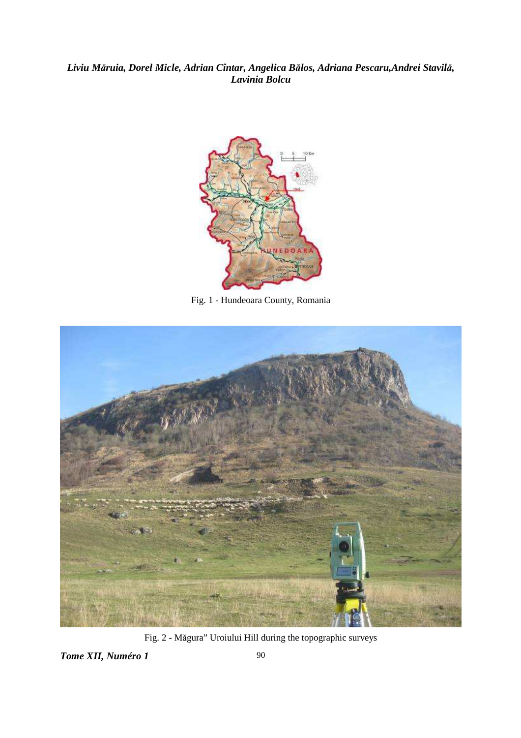Fig. 1 - Hundeoara County, Romania

Fig. 2 - Măgura" Uroiului Hill during the topographic surveys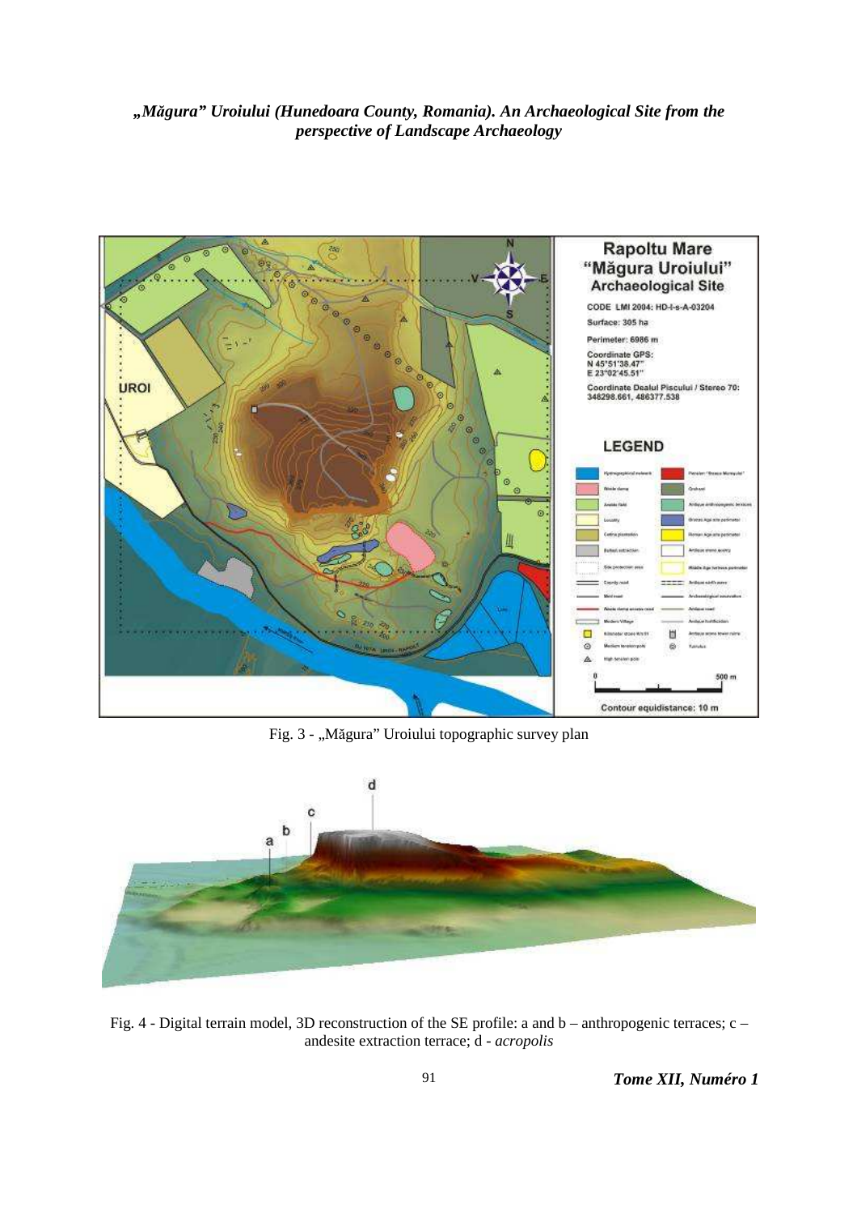Fig. 3 - „Măgura" Uroiului topographic survey plan

Fig. 4 - Digital terrain model, 3D reconstruction of the SE profile: a and b – anthropogenic terraces; c – andesite extraction terrace; d - *acropolis*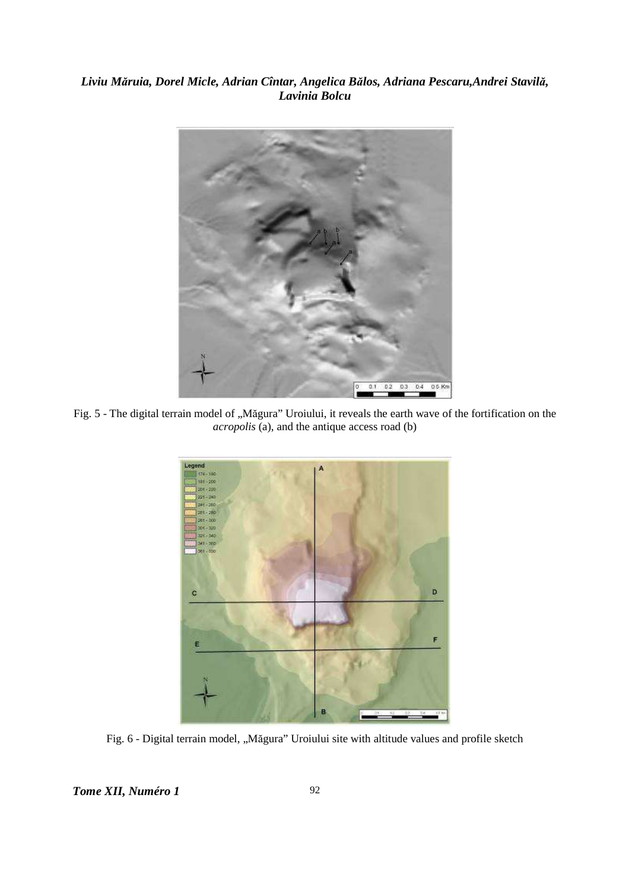Fig. 5 - The digital terrain model of „Măgura” Uroiului, it reveals the earth wave of the fortification on the *acropolis* (a), and the antique access road (b)

Fig. 6 - Digital terrain model, „Măgura” Uroiului site with altitude values and profile sketch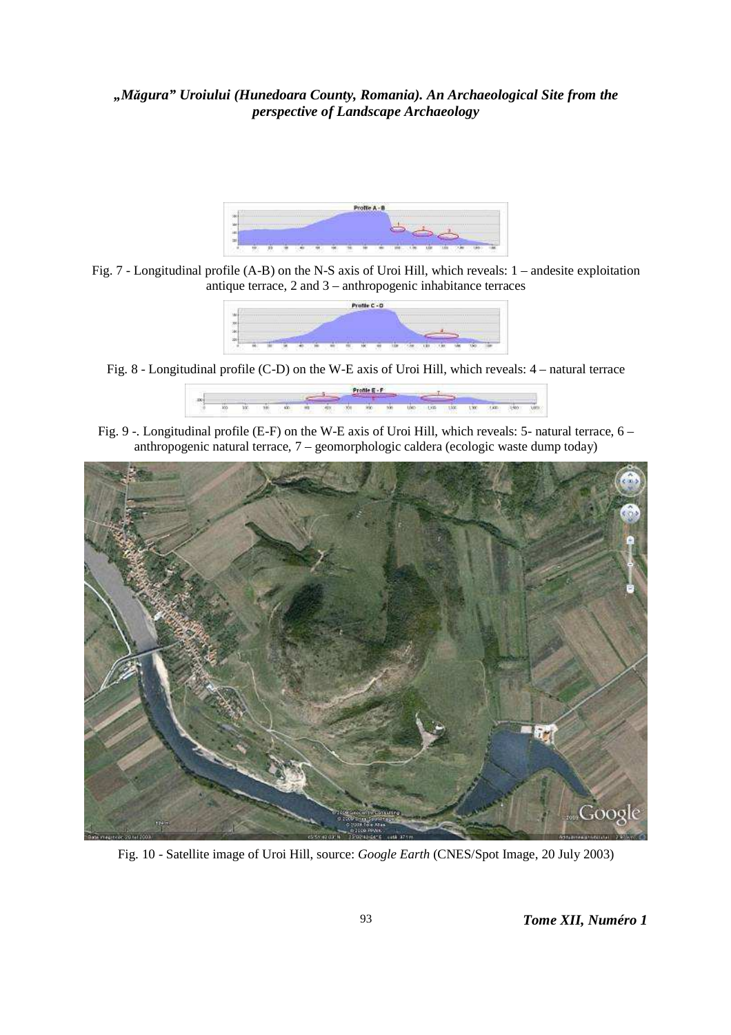Fig. 7 - Longitudinal profile (A-B) on the N-S axis of Uroi Hill, which reveals: 1 – andesite exploitation antique terrace, 2 and 3 – anthropogenic inhabitance terraces

Fig. 8 - Longitudinal profile (C-D) on the W-E axis of Uroi Hill, which reveals: 4 – natural terrace

Fig. 9 -. Longitudinal profile (E-F) on the W-E axis of Uroi Hill, which reveals: 5- natural terrace, 6 – anthropogenic natural terrace, 7 – geomorphologic caldera (ecologic waste dump today)

Fig. 10 - Satellite image of Uroi Hill, source: *Google Earth* (CNES/Spot Image, 20 July 2003)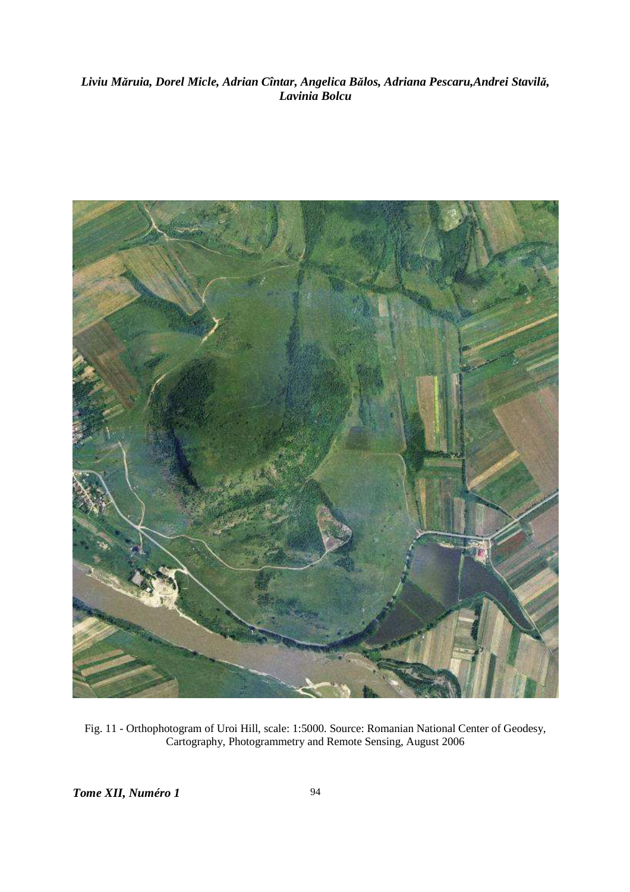Fig. 11 - Orthophotogram of Uroi Hill, scale: 1:5000. Source: Romanian National Center of Geodesy, Cartography, Photogrammetry and Remote Sensing, August 2006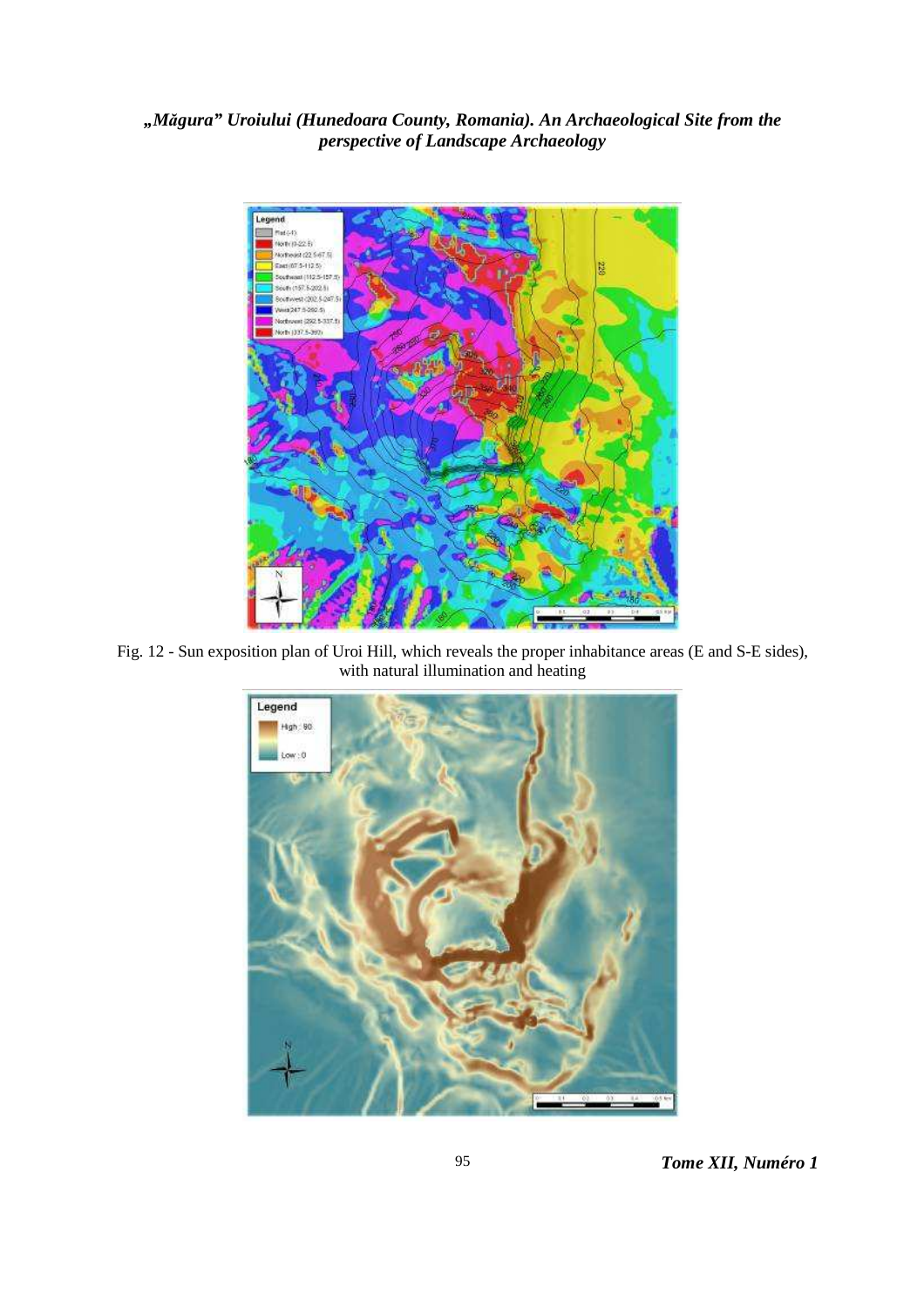Fig. 12 - Sun exposition plan of Uroi Hill, which reveals the proper inhabitance areas (E and S-E sides), with natural illumination and heating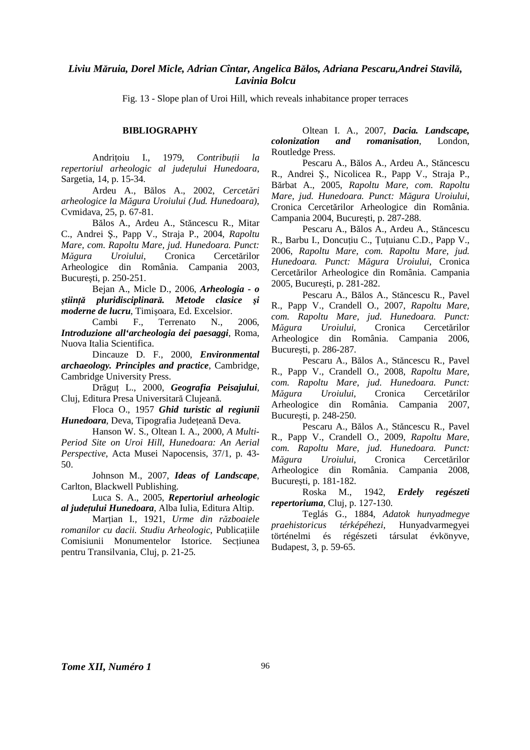Fig. 13 - Slope plan of Uroi Hill, which reveals inhabitance proper terraces

## BIBLIOGRAPHY

Andrițoiu I., 1979, *Contribuții la repertoriul arheologic al județului Hunedoara*, Sargetia, 14, p. 15-34.

Ardeu A., Bălos A., 2002, *Cercetări arheologice la Măgura Uroiului (Jud. Hunedoara)*, Cvmidava, 25, p. 67-81.

Bălos A., Ardeu A., Stăncescu R., Mitar C., Andrei Ș., Papp V., Straja P., 2004, *Rapoltu Mare, com. Rapoltu Mare, jud. Hunedoara. Punct: Măgura Uroiului*, Cronica Cercetărilor Arheologice din România. Campania 2003, Bucureşti, p. 250-251.

Bejan A., Micle D., 2006, ***Arheologia - o ştiinţă pluridisciplinară. Metode clasice şi moderne de lucru***, Timişoara, Ed. Excelsior.

Cambi F., Terrenato N., 2006, ***Introduzione all'archeologia dei paesaggi***, Roma, Nuova Italia Scientifica.

Dincauze D. F., 2000, ***Environmental archaeology. Principles and practice***, Cambridge, Cambridge University Press.

Drăguț L., 2000, ***Geografia Peisajului***, Cluj, Editura Presa Universitară Clujeană.

Floca O., 1957 ***Ghid turistic al regiunii Hunedoara***, Deva, Tipografia Județeană Deva.

Hanson W. S., Oltean I. A., 2000, *A Multi-Period Site on Uroi Hill, Hunedoara: An Aerial Perspective*, Acta Musei Napocensis, 37/1, p. 43-50.

Johnson M., 2007, ***Ideas of Landscape***, Carlton, Blackwell Publishing.

Luca S. A., 2005, ***Repertoriul arheologic al județului Hunedoara***, Alba Iulia, Editura Altip.

Marțian I., 1921, *Urme din războaiele romanilor cu dacii. Studiu Arheologic*, Publicațiile Comisiunii Monumentelor Istorice. Secțiunea pentru Transilvania, Cluj, p. 21-25.

Oltean I. A., 2007, ***Dacia. Landscape, colonization and romanisation***, London, Routledge Press.

Pescaru A., Bălos A., Ardeu A., Stăncescu R., Andrei Ș., Nicolicea R., Papp V., Straja P., Bărbat A., 2005, *Rapoltu Mare, com. Rapoltu Mare, jud. Hunedoara. Punct: Măgura Uroiului*, Cronica Cercetărilor Arheologice din România. Campania 2004, București, p. 287-288.

Pescaru A., Bălos A., Ardeu A., Stăncescu R., Barbu I., Doncuțiu C., Țuțuianu C.D., Papp V., 2006, *Rapoltu Mare, com. Rapoltu Mare, jud. Hunedoara. Punct: Măgura Uroiului*, Cronica Cercetărilor Arheologice din România. Campania 2005, București, p. 281-282.

Pescaru A., Bălos A., Stăncescu R., Pavel R., Papp V., Crandell O., 2007, *Rapoltu Mare, com. Rapoltu Mare, jud. Hunedoara. Punct: Măgura Uroiului*, Cronica Cercetărilor Arheologice din România. Campania 2006, Bucureşti, p. 286-287.

Pescaru A., Bălos A., Stăncescu R., Pavel R., Papp V., Crandell O., 2008, *Rapoltu Mare, com. Rapoltu Mare, jud. Hunedoara. Punct: Măgura Uroiului*, Cronica Cercetărilor Arheologice din România. Campania 2007, Bucureşti, p. 248-250.

Pescaru A., Bălos A., Stăncescu R., Pavel R., Papp V., Crandell O., 2009, *Rapoltu Mare, com. Rapoltu Mare, jud. Hunedoara. Punct: Măgura Uroiului*, Cronica Cercetărilor Arheologice din România. Campania 2008, Bucureşti, p. 181-182.

Roska M., 1942, ***Erdely regészeti repertoriuma***, Cluj, p. 127-130.

Teglás G., 1884, *Adatok hunyadmegye praehistoricus térképéhezi*, Hunyadvarmegyei történelmi és régészeti társulat évkönyve, Budapest, 3, p. 59-65.